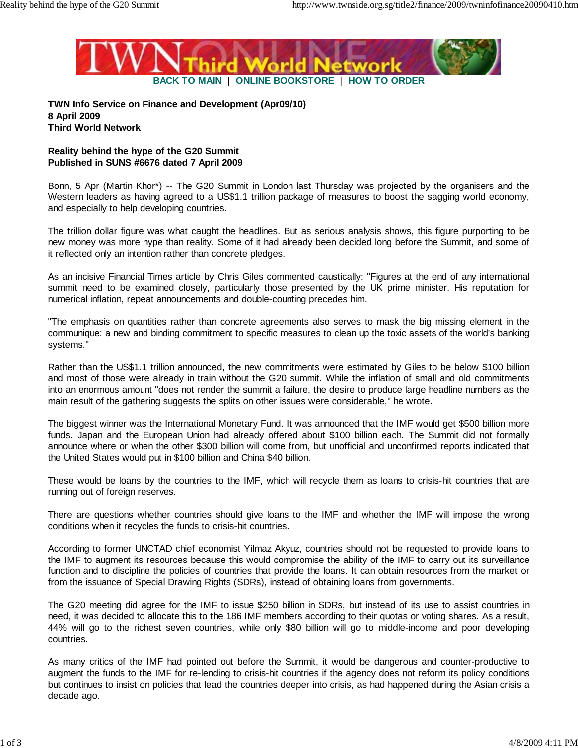BACK TO MAIN | ONLINE BOOKSTORE | HOW TO ORDER

**TWN Info Service on Finance and Development (Apr09/10)**
**8 April 2009**
**Third World Network**

**Reality behind the hype of the G20 Summit**
**Published in SUNS #6676 dated 7 April 2009**

Bonn, 5 Apr (Martin Khor*) -- The G20 Summit in London last Thursday was projected by the organisers and the Western leaders as having agreed to a US$1.1 trillion package of measures to boost the sagging world economy, and especially to help developing countries.

The trillion dollar figure was what caught the headlines. But as serious analysis shows, this figure purporting to be new money was more hype than reality. Some of it had already been decided long before the Summit, and some of it reflected only an intention rather than concrete pledges.

As an incisive Financial Times article by Chris Giles commented caustically: "Figures at the end of any international summit need to be examined closely, particularly those presented by the UK prime minister. His reputation for numerical inflation, repeat announcements and double-counting precedes him.

"The emphasis on quantities rather than concrete agreements also serves to mask the big missing element in the communique: a new and binding commitment to specific measures to clean up the toxic assets of the world's banking systems."

Rather than the US$1.1 trillion announced, the new commitments were estimated by Giles to be below $100 billion and most of those were already in train without the G20 summit. While the inflation of small and old commitments into an enormous amount "does not render the summit a failure, the desire to produce large headline numbers as the main result of the gathering suggests the splits on other issues were considerable," he wrote.

The biggest winner was the International Monetary Fund. It was announced that the IMF would get $500 billion more funds. Japan and the European Union had already offered about $100 billion each. The Summit did not formally announce where or when the other $300 billion will come from, but unofficial and unconfirmed reports indicated that the United States would put in $100 billion and China $40 billion.

These would be loans by the countries to the IMF, which will recycle them as loans to crisis-hit countries that are running out of foreign reserves.

There are questions whether countries should give loans to the IMF and whether the IMF will impose the wrong conditions when it recycles the funds to crisis-hit countries.

According to former UNCTAD chief economist Yilmaz Akyuz, countries should not be requested to provide loans to the IMF to augment its resources because this would compromise the ability of the IMF to carry out its surveillance function and to discipline the policies of countries that provide the loans. It can obtain resources from the market or from the issuance of Special Drawing Rights (SDRs), instead of obtaining loans from governments.

The G20 meeting did agree for the IMF to issue $250 billion in SDRs, but instead of its use to assist countries in need, it was decided to allocate this to the 186 IMF members according to their quotas or voting shares. As a result, 44% will go to the richest seven countries, while only $80 billion will go to middle-income and poor developing countries.

As many critics of the IMF had pointed out before the Summit, it would be dangerous and counter-productive to augment the funds to the IMF for re-lending to crisis-hit countries if the agency does not reform its policy conditions but continues to insist on policies that lead the countries deeper into crisis, as had happened during the Asian crisis a decade ago.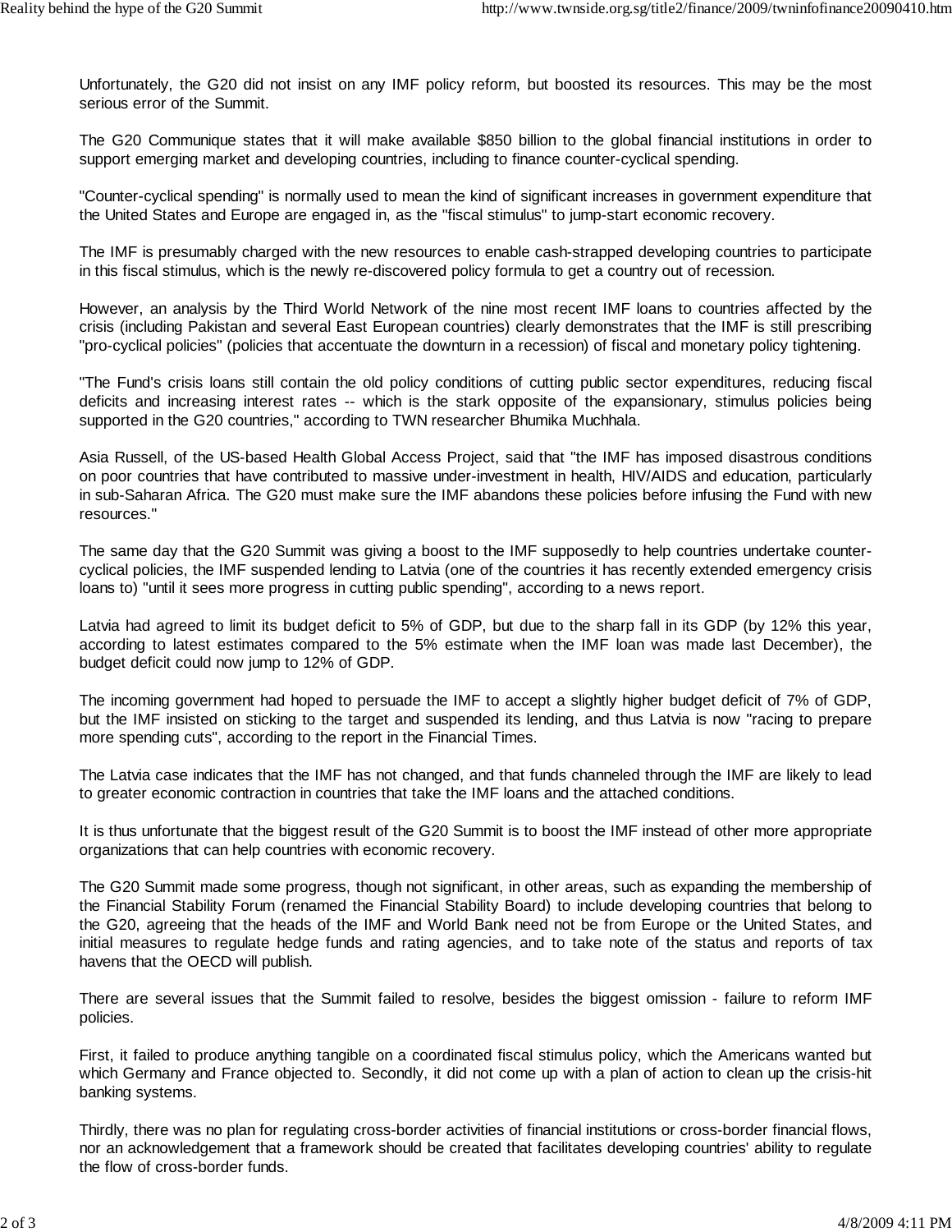Unfortunately, the G20 did not insist on any IMF policy reform, but boosted its resources. This may be the most serious error of the Summit.

The G20 Communique states that it will make available $850 billion to the global financial institutions in order to support emerging market and developing countries, including to finance counter-cyclical spending.

"Counter-cyclical spending" is normally used to mean the kind of significant increases in government expenditure that the United States and Europe are engaged in, as the "fiscal stimulus" to jump-start economic recovery.

The IMF is presumably charged with the new resources to enable cash-strapped developing countries to participate in this fiscal stimulus, which is the newly re-discovered policy formula to get a country out of recession.

However, an analysis by the Third World Network of the nine most recent IMF loans to countries affected by the crisis (including Pakistan and several East European countries) clearly demonstrates that the IMF is still prescribing "pro-cyclical policies" (policies that accentuate the downturn in a recession) of fiscal and monetary policy tightening.

"The Fund's crisis loans still contain the old policy conditions of cutting public sector expenditures, reducing fiscal deficits and increasing interest rates -- which is the stark opposite of the expansionary, stimulus policies being supported in the G20 countries," according to TWN researcher Bhumika Muchhala.

Asia Russell, of the US-based Health Global Access Project, said that "the IMF has imposed disastrous conditions on poor countries that have contributed to massive under-investment in health, HIV/AIDS and education, particularly in sub-Saharan Africa. The G20 must make sure the IMF abandons these policies before infusing the Fund with new resources."

The same day that the G20 Summit was giving a boost to the IMF supposedly to help countries undertake counter-cyclical policies, the IMF suspended lending to Latvia (one of the countries it has recently extended emergency crisis loans to) "until it sees more progress in cutting public spending", according to a news report.

Latvia had agreed to limit its budget deficit to 5% of GDP, but due to the sharp fall in its GDP (by 12% this year, according to latest estimates compared to the 5% estimate when the IMF loan was made last December), the budget deficit could now jump to 12% of GDP.

The incoming government had hoped to persuade the IMF to accept a slightly higher budget deficit of 7% of GDP, but the IMF insisted on sticking to the target and suspended its lending, and thus Latvia is now "racing to prepare more spending cuts", according to the report in the Financial Times.

The Latvia case indicates that the IMF has not changed, and that funds channeled through the IMF are likely to lead to greater economic contraction in countries that take the IMF loans and the attached conditions.

It is thus unfortunate that the biggest result of the G20 Summit is to boost the IMF instead of other more appropriate organizations that can help countries with economic recovery.

The G20 Summit made some progress, though not significant, in other areas, such as expanding the membership of the Financial Stability Forum (renamed the Financial Stability Board) to include developing countries that belong to the G20, agreeing that the heads of the IMF and World Bank need not be from Europe or the United States, and initial measures to regulate hedge funds and rating agencies, and to take note of the status and reports of tax havens that the OECD will publish.

There are several issues that the Summit failed to resolve, besides the biggest omission - failure to reform IMF policies.

First, it failed to produce anything tangible on a coordinated fiscal stimulus policy, which the Americans wanted but which Germany and France objected to. Secondly, it did not come up with a plan of action to clean up the crisis-hit banking systems.

Thirdly, there was no plan for regulating cross-border activities of financial institutions or cross-border financial flows, nor an acknowledgement that a framework should be created that facilitates developing countries' ability to regulate the flow of cross-border funds.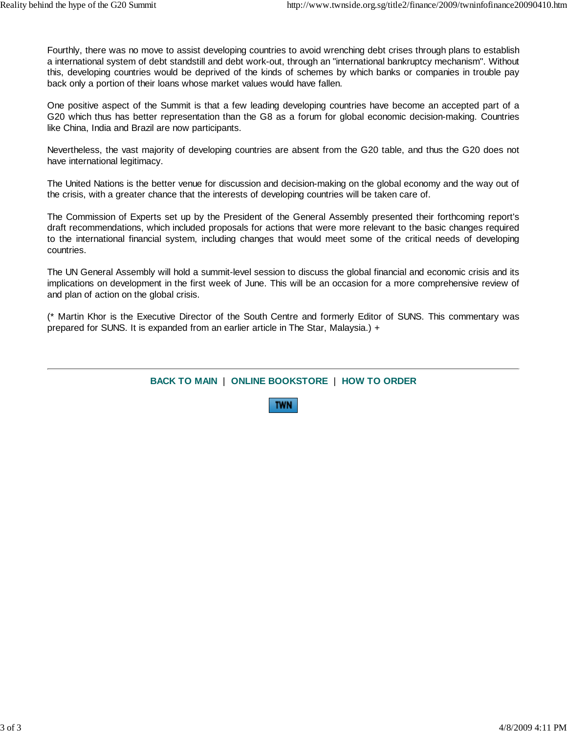Fourthly, there was no move to assist developing countries to avoid wrenching debt crises through plans to establish a international system of debt standstill and debt work-out, through an "international bankruptcy mechanism". Without this, developing countries would be deprived of the kinds of schemes by which banks or companies in trouble pay back only a portion of their loans whose market values would have fallen.

One positive aspect of the Summit is that a few leading developing countries have become an accepted part of a G20 which thus has better representation than the G8 as a forum for global economic decision-making. Countries like China, India and Brazil are now participants.

Nevertheless, the vast majority of developing countries are absent from the G20 table, and thus the G20 does not have international legitimacy.

The United Nations is the better venue for discussion and decision-making on the global economy and the way out of the crisis, with a greater chance that the interests of developing countries will be taken care of.

The Commission of Experts set up by the President of the General Assembly presented their forthcoming report's draft recommendations, which included proposals for actions that were more relevant to the basic changes required to the international financial system, including changes that would meet some of the critical needs of developing countries.

The UN General Assembly will hold a summit-level session to discuss the global financial and economic crisis and its implications on development in the first week of June. This will be an occasion for a more comprehensive review of and plan of action on the global crisis.

(* Martin Khor is the Executive Director of the South Centre and formerly Editor of SUNS. This commentary was prepared for SUNS. It is expanded from an earlier article in The Star, Malaysia.) +

---

**BACK TO MAIN** | **ONLINE BOOKSTORE** | **HOW TO ORDER**

TWN